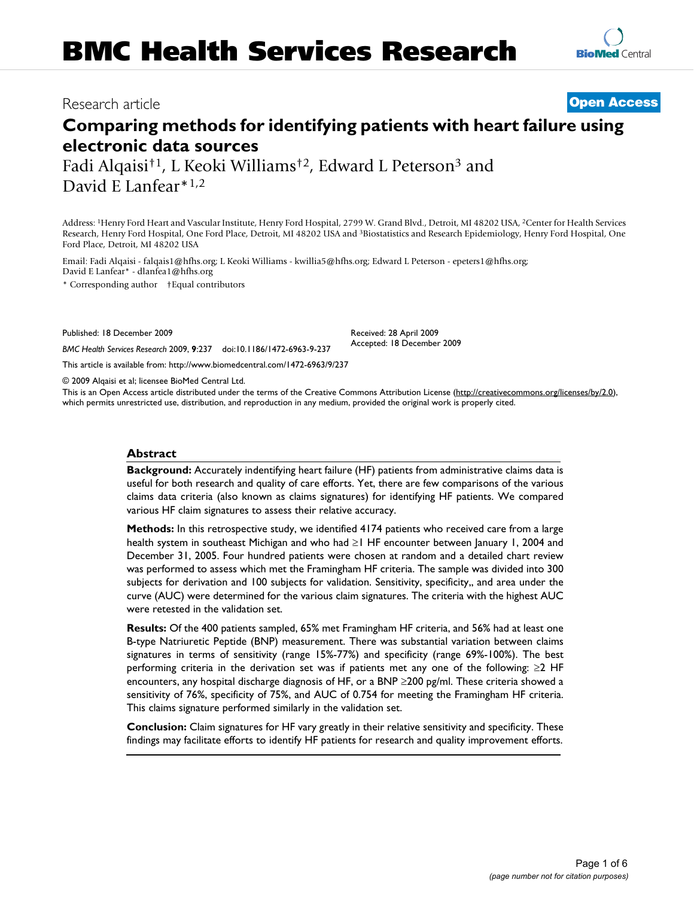Research article

**Open Access**

# Comparing methods for identifying patients with heart failure using electronic data sources

Fadi Alqaisi[†1], L Keoki Williams[†2], Edward L Peterson[3] and David E Lanfear*[1,2]

Address: [1]Henry Ford Heart and Vascular Institute, Henry Ford Hospital, 2799 W. Grand Blvd., Detroit, MI 48202 USA, [2]Center for Health Services Research, Henry Ford Hospital, One Ford Place, Detroit, MI 48202 USA and [3]Biostatistics and Research Epidemiology, Henry Ford Hospital, One Ford Place, Detroit, MI 48202 USA

Email: Fadi Alqaisi - falqais1@hfhs.org; L Keoki Williams - kwillia5@hfhs.org; Edward L Peterson - epeters1@hfhs.org; David E Lanfear* - dlanfea1@hfhs.org

\* Corresponding author †Equal contributors

Published: 18 December 2009

*BMC Health Services Research* 2009, **9**:237 doi:10.1186/1472-6963-9-237

Received: 28 April 2009
Accepted: 18 December 2009

This article is available from: http://www.biomedcentral.com/1472-6963/9/237

© 2009 Alqaisi et al; licensee BioMed Central Ltd.

This is an Open Access article distributed under the terms of the Creative Commons Attribution License (http://creativecommons.org/licenses/by/2.0), which permits unrestricted use, distribution, and reproduction in any medium, provided the original work is properly cited.

## Abstract

**Background:** Accurately indentifying heart failure (HF) patients from administrative claims data is useful for both research and quality of care efforts. Yet, there are few comparisons of the various claims data criteria (also known as claims signatures) for identifying HF patients. We compared various HF claim signatures to assess their relative accuracy.

**Methods:** In this retrospective study, we identified 4174 patients who received care from a large health system in southeast Michigan and who had ≥1 HF encounter between January 1, 2004 and December 31, 2005. Four hundred patients were chosen at random and a detailed chart review was performed to assess which met the Framingham HF criteria. The sample was divided into 300 subjects for derivation and 100 subjects for validation. Sensitivity, specificity,, and area under the curve (AUC) were determined for the various claim signatures. The criteria with the highest AUC were retested in the validation set.

**Results:** Of the 400 patients sampled, 65% met Framingham HF criteria, and 56% had at least one B-type Natriuretic Peptide (BNP) measurement. There was substantial variation between claims signatures in terms of sensitivity (range 15%-77%) and specificity (range 69%-100%). The best performing criteria in the derivation set was if patients met any one of the following: ≥2 HF encounters, any hospital discharge diagnosis of HF, or a BNP ≥200 pg/ml. These criteria showed a sensitivity of 76%, specificity of 75%, and AUC of 0.754 for meeting the Framingham HF criteria. This claims signature performed similarly in the validation set.

**Conclusion:** Claim signatures for HF vary greatly in their relative sensitivity and specificity. These findings may facilitate efforts to identify HF patients for research and quality improvement efforts.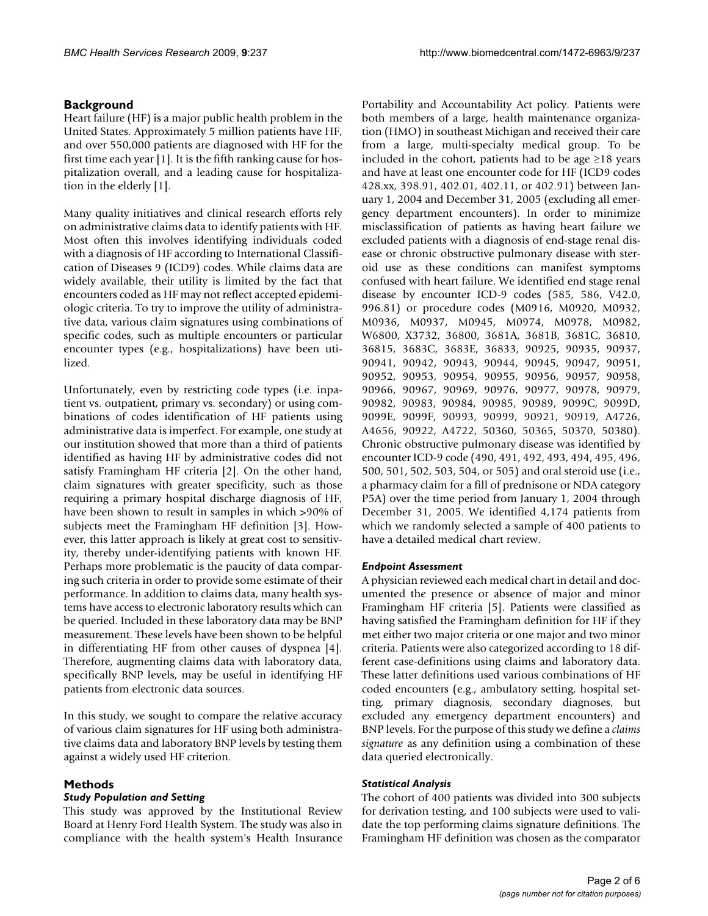## Background

Heart failure (HF) is a major public health problem in the United States. Approximately 5 million patients have HF, and over 550,000 patients are diagnosed with HF for the first time each year [1]. It is the fifth ranking cause for hospitalization overall, and a leading cause for hospitalization in the elderly [1].

Many quality initiatives and clinical research efforts rely on administrative claims data to identify patients with HF. Most often this involves identifying individuals coded with a diagnosis of HF according to International Classification of Diseases 9 (ICD9) codes. While claims data are widely available, their utility is limited by the fact that encounters coded as HF may not reflect accepted epidemiologic criteria. To try to improve the utility of administrative data, various claim signatures using combinations of specific codes, such as multiple encounters or particular encounter types (e.g., hospitalizations) have been utilized.

Unfortunately, even by restricting code types (i.e. inpatient vs. outpatient, primary vs. secondary) or using combinations of codes identification of HF patients using administrative data is imperfect. For example, one study at our institution showed that more than a third of patients identified as having HF by administrative codes did not satisfy Framingham HF criteria [2]. On the other hand, claim signatures with greater specificity, such as those requiring a primary hospital discharge diagnosis of HF, have been shown to result in samples in which >90% of subjects meet the Framingham HF definition [3]. However, this latter approach is likely at great cost to sensitivity, thereby under-identifying patients with known HF. Perhaps more problematic is the paucity of data comparing such criteria in order to provide some estimate of their performance. In addition to claims data, many health systems have access to electronic laboratory results which can be queried. Included in these laboratory data may be BNP measurement. These levels have been shown to be helpful in differentiating HF from other causes of dyspnea [4]. Therefore, augmenting claims data with laboratory data, specifically BNP levels, may be useful in identifying HF patients from electronic data sources.

In this study, we sought to compare the relative accuracy of various claim signatures for HF using both administrative claims data and laboratory BNP levels by testing them against a widely used HF criterion.

## Methods

### Study Population and Setting

This study was approved by the Institutional Review Board at Henry Ford Health System. The study was also in compliance with the health system's Health Insurance Portability and Accountability Act policy. Patients were both members of a large, health maintenance organization (HMO) in southeast Michigan and received their care from a large, multi-specialty medical group. To be included in the cohort, patients had to be age ≥18 years and have at least one encounter code for HF (ICD9 codes 428.xx, 398.91, 402.01, 402.11, or 402.91) between January 1, 2004 and December 31, 2005 (excluding all emergency department encounters). In order to minimize misclassification of patients as having heart failure we excluded patients with a diagnosis of end-stage renal disease or chronic obstructive pulmonary disease with steroid use as these conditions can manifest symptoms confused with heart failure. We identified end stage renal disease by encounter ICD-9 codes (585, 586, V42.0, 996.81) or procedure codes (M0916, M0920, M0932, M0936, M0937, M0945, M0974, M0978, M0982, W6800, X3732, 36800, 3681A, 3681B, 3681C, 36810, 36815, 3683C, 3683E, 36833, 90925, 90935, 90937, 90941, 90942, 90943, 90944, 90945, 90947, 90951, 90952, 90953, 90954, 90955, 90956, 90957, 90958, 90966, 90967, 90969, 90976, 90977, 90978, 90979, 90982, 90983, 90984, 90985, 90989, 9099C, 9099D, 9099E, 9099F, 90993, 90999, 90921, 90919, A4726, A4656, 90922, A4722, 50360, 50365, 50370, 50380). Chronic obstructive pulmonary disease was identified by encounter ICD-9 code (490, 491, 492, 493, 494, 495, 496, 500, 501, 502, 503, 504, or 505) and oral steroid use (i.e., a pharmacy claim for a fill of prednisone or NDA category P5A) over the time period from January 1, 2004 through December 31, 2005. We identified 4,174 patients from which we randomly selected a sample of 400 patients to have a detailed medical chart review.

### Endpoint Assessment

A physician reviewed each medical chart in detail and documented the presence or absence of major and minor Framingham HF criteria [5]. Patients were classified as having satisfied the Framingham definition for HF if they met either two major criteria or one major and two minor criteria. Patients were also categorized according to 18 different case-definitions using claims and laboratory data. These latter definitions used various combinations of HF coded encounters (e.g., ambulatory setting, hospital setting, primary diagnosis, secondary diagnoses, but excluded any emergency department encounters) and BNP levels. For the purpose of this study we define a *claims signature* as any definition using a combination of these data queried electronically.

### Statistical Analysis

The cohort of 400 patients was divided into 300 subjects for derivation testing, and 100 subjects were used to validate the top performing claims signature definitions. The Framingham HF definition was chosen as the comparator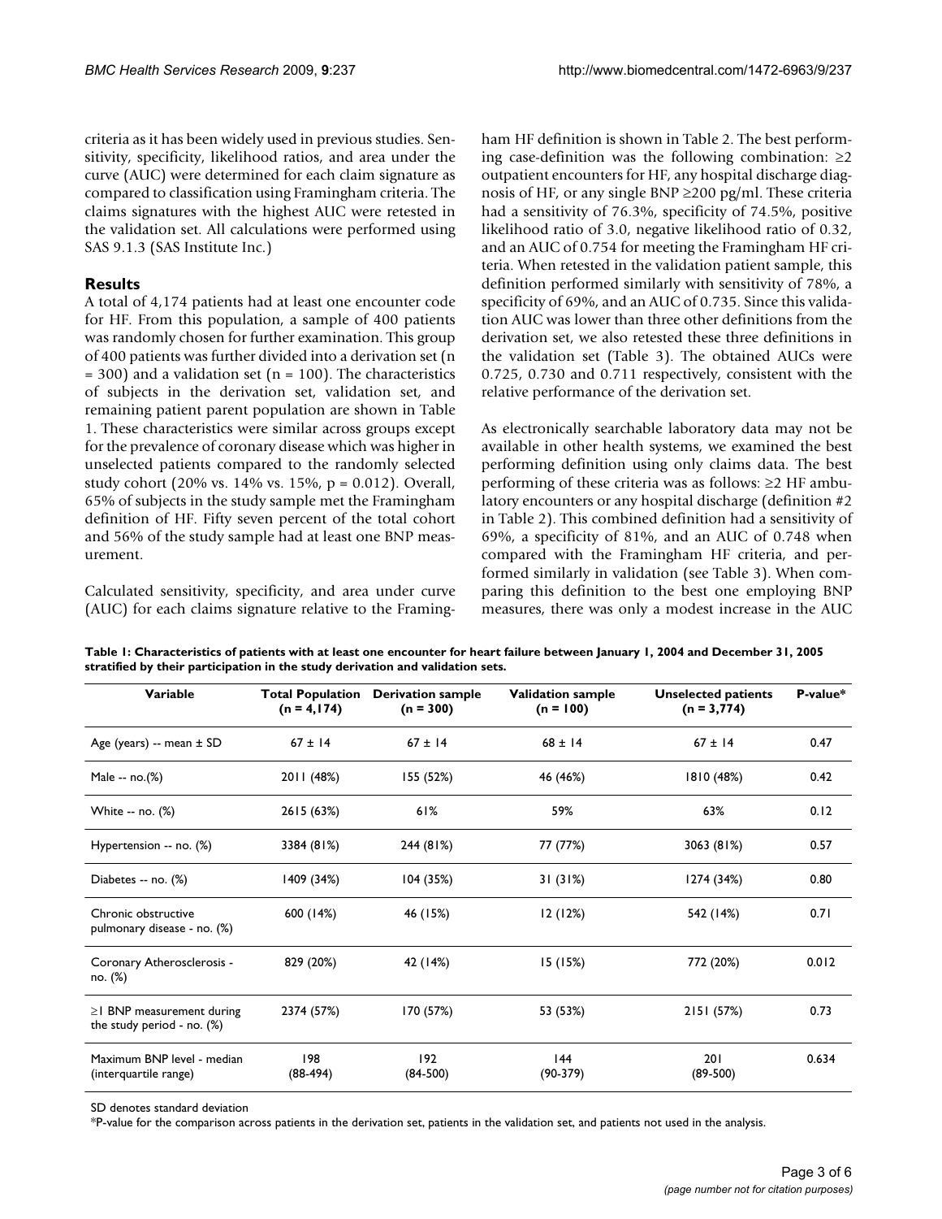criteria as it has been widely used in previous studies. Sensitivity, specificity, likelihood ratios, and area under the curve (AUC) were determined for each claim signature as compared to classification using Framingham criteria. The claims signatures with the highest AUC were retested in the validation set. All calculations were performed using SAS 9.1.3 (SAS Institute Inc.)

## Results

A total of 4,174 patients had at least one encounter code for HF. From this population, a sample of 400 patients was randomly chosen for further examination. This group of 400 patients was further divided into a derivation set (n = 300) and a validation set (n = 100). The characteristics of subjects in the derivation set, validation set, and remaining patient parent population are shown in Table 1. These characteristics were similar across groups except for the prevalence of coronary disease which was higher in unselected patients compared to the randomly selected study cohort (20% vs. 14% vs. 15%, p = 0.012). Overall, 65% of subjects in the study sample met the Framingham definition of HF. Fifty seven percent of the total cohort and 56% of the study sample had at least one BNP measurement.

Calculated sensitivity, specificity, and area under curve (AUC) for each claims signature relative to the Framingham HF definition is shown in Table 2. The best performing case-definition was the following combination: ≥2 outpatient encounters for HF, any hospital discharge diagnosis of HF, or any single BNP ≥200 pg/ml. These criteria had a sensitivity of 76.3%, specificity of 74.5%, positive likelihood ratio of 3.0, negative likelihood ratio of 0.32, and an AUC of 0.754 for meeting the Framingham HF criteria. When retested in the validation patient sample, this definition performed similarly with sensitivity of 78%, a specificity of 69%, and an AUC of 0.735. Since this validation AUC was lower than three other definitions from the derivation set, we also retested these three definitions in the validation set (Table 3). The obtained AUCs were 0.725, 0.730 and 0.711 respectively, consistent with the relative performance of the derivation set.

As electronically searchable laboratory data may not be available in other health systems, we examined the best performing definition using only claims data. The best performing of these criteria was as follows: ≥2 HF ambulatory encounters or any hospital discharge (definition #2 in Table 2). This combined definition had a sensitivity of 69%, a specificity of 81%, and an AUC of 0.748 when compared with the Framingham HF criteria, and performed similarly in validation (see Table 3). When comparing this definition to the best one employing BNP measures, there was only a modest increase in the AUC

**Table 1: Characteristics of patients with at least one encounter for heart failure between January 1, 2004 and December 31, 2005 stratified by their participation in the study derivation and validation sets.**

| Variable | Total Population (n = 4,174) | Derivation sample (n = 300) | Validation sample (n = 100) | Unselected patients (n = 3,774) | P-value* |
|---|---|---|---|---|---|
| Age (years) -- mean ± SD | 67 ± 14 | 67 ± 14 | 68 ± 14 | 67 ± 14 | 0.47 |
| Male -- no.(%) | 2011 (48%) | 155 (52%) | 46 (46%) | 1810 (48%) | 0.42 |
| White -- no. (%) | 2615 (63%) | 61% | 59% | 63% | 0.12 |
| Hypertension -- no. (%) | 3384 (81%) | 244 (81%) | 77 (77%) | 3063 (81%) | 0.57 |
| Diabetes -- no. (%) | 1409 (34%) | 104 (35%) | 31 (31%) | 1274 (34%) | 0.80 |
| Chronic obstructive pulmonary disease - no. (%) | 600 (14%) | 46 (15%) | 12 (12%) | 542 (14%) | 0.71 |
| Coronary Atherosclerosis - no. (%) | 829 (20%) | 42 (14%) | 15 (15%) | 772 (20%) | 0.012 |
| ≥1 BNP measurement during the study period - no. (%) | 2374 (57%) | 170 (57%) | 53 (53%) | 2151 (57%) | 0.73 |
| Maximum BNP level - median (interquartile range) | 198 (88-494) | 192 (84-500) | 144 (90-379) | 201 (89-500) | 0.634 |

SD denotes standard deviation

*P-value for the comparison across patients in the derivation set, patients in the validation set, and patients not used in the analysis.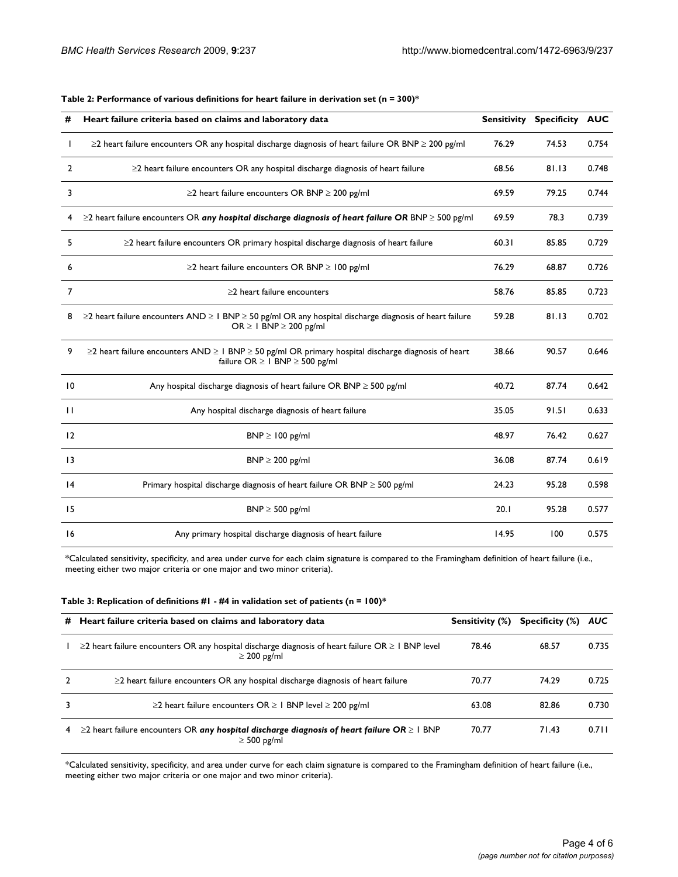**Table 2: Performance of various definitions for heart failure in derivation set (n = 300)***

| # | Heart failure criteria based on claims and laboratory data | Sensitivity | Specificity | AUC |
|---|---|---|---|---|
| 1 | ≥2 heart failure encounters OR any hospital discharge diagnosis of heart failure OR BNP ≥ 200 pg/ml | 76.29 | 74.53 | 0.754 |
| 2 | ≥2 heart failure encounters OR any hospital discharge diagnosis of heart failure | 68.56 | 81.13 | 0.748 |
| 3 | ≥2 heart failure encounters OR BNP ≥ 200 pg/ml | 69.59 | 79.25 | 0.744 |
| 4 | ≥2 heart failure encounters OR ***any hospital discharge diagnosis of heart failure OR*** BNP ≥ 500 pg/ml | 69.59 | 78.3 | 0.739 |
| 5 | ≥2 heart failure encounters OR primary hospital discharge diagnosis of heart failure | 60.31 | 85.85 | 0.729 |
| 6 | ≥2 heart failure encounters OR BNP ≥ 100 pg/ml | 76.29 | 68.87 | 0.726 |
| 7 | ≥2 heart failure encounters | 58.76 | 85.85 | 0.723 |
| 8 | ≥2 heart failure encounters AND ≥ 1 BNP ≥ 50 pg/ml OR any hospital discharge diagnosis of heart failure OR ≥ 1 BNP ≥ 200 pg/ml | 59.28 | 81.13 | 0.702 |
| 9 | ≥2 heart failure encounters AND ≥ 1 BNP ≥ 50 pg/ml OR primary hospital discharge diagnosis of heart failure OR ≥ 1 BNP ≥ 500 pg/ml | 38.66 | 90.57 | 0.646 |
| 10 | Any hospital discharge diagnosis of heart failure OR BNP ≥ 500 pg/ml | 40.72 | 87.74 | 0.642 |
| 11 | Any hospital discharge diagnosis of heart failure | 35.05 | 91.51 | 0.633 |
| 12 | BNP ≥ 100 pg/ml | 48.97 | 76.42 | 0.627 |
| 13 | BNP ≥ 200 pg/ml | 36.08 | 87.74 | 0.619 |
| 14 | Primary hospital discharge diagnosis of heart failure OR BNP ≥ 500 pg/ml | 24.23 | 95.28 | 0.598 |
| 15 | BNP ≥ 500 pg/ml | 20.1 | 95.28 | 0.577 |
| 16 | Any primary hospital discharge diagnosis of heart failure | 14.95 | 100 | 0.575 |

*Calculated sensitivity, specificity, and area under curve for each claim signature is compared to the Framingham definition of heart failure (i.e., meeting either two major criteria or one major and two minor criteria).

**Table 3: Replication of definitions #1 - #4 in validation set of patients (n = 100)***

| # | Heart failure criteria based on claims and laboratory data | Sensitivity (%) | Specificity (%) | *AUC* |
|---|---|---|---|---|
| 1 | ≥2 heart failure encounters OR any hospital discharge diagnosis of heart failure OR ≥ 1 BNP level ≥ 200 pg/ml | 78.46 | 68.57 | 0.735 |
| 2 | ≥2 heart failure encounters OR any hospital discharge diagnosis of heart failure | 70.77 | 74.29 | 0.725 |
| 3 | ≥2 heart failure encounters OR ≥ 1 BNP level ≥ 200 pg/ml | 63.08 | 82.86 | 0.730 |
| 4 | ≥2 heart failure encounters OR ***any hospital discharge diagnosis of heart failure OR*** ≥ 1 BNP ≥ 500 pg/ml | 70.77 | 71.43 | 0.711 |

*Calculated sensitivity, specificity, and area under curve for each claim signature is compared to the Framingham definition of heart failure (i.e., meeting either two major criteria or one major and two minor criteria).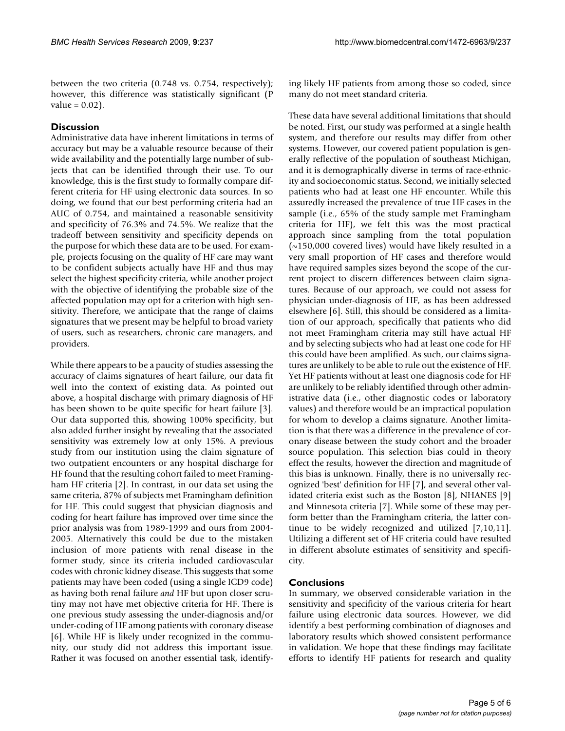between the two criteria (0.748 vs. 0.754, respectively); however, this difference was statistically significant (P value = 0.02).

## Discussion

Administrative data have inherent limitations in terms of accuracy but may be a valuable resource because of their wide availability and the potentially large number of subjects that can be identified through their use. To our knowledge, this is the first study to formally compare different criteria for HF using electronic data sources. In so doing, we found that our best performing criteria had an AUC of 0.754, and maintained a reasonable sensitivity and specificity of 76.3% and 74.5%. We realize that the tradeoff between sensitivity and specificity depends on the purpose for which these data are to be used. For example, projects focusing on the quality of HF care may want to be confident subjects actually have HF and thus may select the highest specificity criteria, while another project with the objective of identifying the probable size of the affected population may opt for a criterion with high sensitivity. Therefore, we anticipate that the range of claims signatures that we present may be helpful to broad variety of users, such as researchers, chronic care managers, and providers.

While there appears to be a paucity of studies assessing the accuracy of claims signatures of heart failure, our data fit well into the context of existing data. As pointed out above, a hospital discharge with primary diagnosis of HF has been shown to be quite specific for heart failure [3]. Our data supported this, showing 100% specificity, but also added further insight by revealing that the associated sensitivity was extremely low at only 15%. A previous study from our institution using the claim signature of two outpatient encounters or any hospital discharge for HF found that the resulting cohort failed to meet Framingham HF criteria [2]. In contrast, in our data set using the same criteria, 87% of subjects met Framingham definition for HF. This could suggest that physician diagnosis and coding for heart failure has improved over time since the prior analysis was from 1989-1999 and ours from 2004-2005. Alternatively this could be due to the mistaken inclusion of more patients with renal disease in the former study, since its criteria included cardiovascular codes with chronic kidney disease. This suggests that some patients may have been coded (using a single ICD9 code) as having both renal failure *and* HF but upon closer scrutiny may not have met objective criteria for HF. There is one previous study assessing the under-diagnosis and/or under-coding of HF among patients with coronary disease [6]. While HF is likely under recognized in the community, our study did not address this important issue. Rather it was focused on another essential task, identifying likely HF patients from among those so coded, since many do not meet standard criteria.

These data have several additional limitations that should be noted. First, our study was performed at a single health system, and therefore our results may differ from other systems. However, our covered patient population is generally reflective of the population of southeast Michigan, and it is demographically diverse in terms of race-ethnicity and socioeconomic status. Second, we initially selected patients who had at least one HF encounter. While this assuredly increased the prevalence of true HF cases in the sample (i.e., 65% of the study sample met Framingham criteria for HF), we felt this was the most practical approach since sampling from the total population (~150,000 covered lives) would have likely resulted in a very small proportion of HF cases and therefore would have required samples sizes beyond the scope of the current project to discern differences between claim signatures. Because of our approach, we could not assess for physician under-diagnosis of HF, as has been addressed elsewhere [6]. Still, this should be considered as a limitation of our approach, specifically that patients who did not meet Framingham criteria may still have actual HF and by selecting subjects who had at least one code for HF this could have been amplified. As such, our claims signatures are unlikely to be able to rule out the existence of HF. Yet HF patients without at least one diagnosis code for HF are unlikely to be reliably identified through other administrative data (i.e., other diagnostic codes or laboratory values) and therefore would be an impractical population for whom to develop a claims signature. Another limitation is that there was a difference in the prevalence of coronary disease between the study cohort and the broader source population. This selection bias could in theory effect the results, however the direction and magnitude of this bias is unknown. Finally, there is no universally recognized 'best' definition for HF [7], and several other validated criteria exist such as the Boston [8], NHANES [9] and Minnesota criteria [7]. While some of these may perform better than the Framingham criteria, the latter continue to be widely recognized and utilized [7,10,11]. Utilizing a different set of HF criteria could have resulted in different absolute estimates of sensitivity and specificity.

## Conclusions

In summary, we observed considerable variation in the sensitivity and specificity of the various criteria for heart failure using electronic data sources. However, we did identify a best performing combination of diagnoses and laboratory results which showed consistent performance in validation. We hope that these findings may facilitate efforts to identify HF patients for research and quality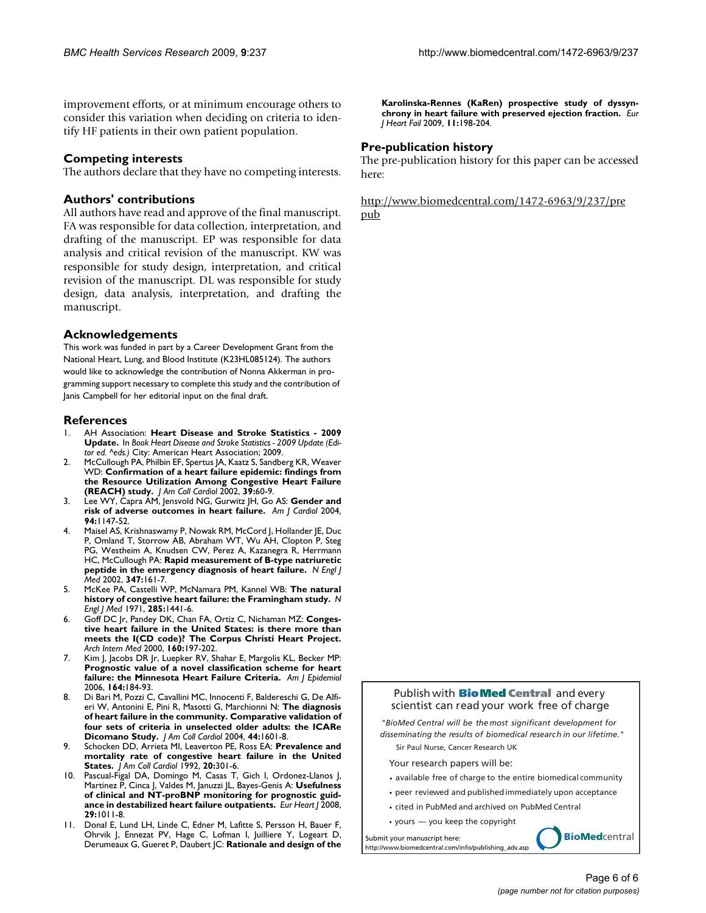improvement efforts, or at minimum encourage others to consider this variation when deciding on criteria to identify HF patients in their own patient population.

## Competing interests

The authors declare that they have no competing interests.

## Authors' contributions

All authors have read and approve of the final manuscript. FA was responsible for data collection, interpretation, and drafting of the manuscript. EP was responsible for data analysis and critical revision of the manuscript. KW was responsible for study design, interpretation, and critical revision of the manuscript. DL was responsible for study design, data analysis, interpretation, and drafting the manuscript.

## Acknowledgements

This work was funded in part by a Career Development Grant from the National Heart, Lung, and Blood Institute (K23HL085124). The authors would like to acknowledge the contribution of Nonna Akkerman in programming support necessary to complete this study and the contribution of Janis Campbell for her editorial input on the final draft.

## References

1. AH Association: **Heart Disease and Stroke Statistics - 2009 Update.** In *Book Heart Disease and Stroke Statistics - 2009 Update (Editor ed. ^eds.)* City: American Heart Association; 2009.
2. McCullough PA, Philbin EF, Spertus JA, Kaatz S, Sandberg KR, Weaver WD: **Confirmation of a heart failure epidemic: findings from the Resource Utilization Among Congestive Heart Failure (REACH) study.** *J Am Coll Cardiol* 2002, **39:**60-9.
3. Lee WY, Capra AM, Jensvold NG, Gurwitz JH, Go AS: **Gender and risk of adverse outcomes in heart failure.** *Am J Cardiol* 2004, **94:**1147-52.
4. Maisel AS, Krishnaswamy P, Nowak RM, McCord J, Hollander JE, Duc P, Omland T, Storrow AB, Abraham WT, Wu AH, Clopton P, Steg PG, Westheim A, Knudsen CW, Perez A, Kazanegra R, Herrmann HC, McCullough PA: **Rapid measurement of B-type natriuretic peptide in the emergency diagnosis of heart failure.** *N Engl J Med* 2002, **347:**161-7.
5. McKee PA, Castelli WP, McNamara PM, Kannel WB: **The natural history of congestive heart failure: the Framingham study.** *N Engl J Med* 1971, **285:**1441-6.
6. Goff DC Jr, Pandey DK, Chan FA, Ortiz C, Nichaman MZ: **Congestive heart failure in the United States: is there more than meets the I(CD code)? The Corpus Christi Heart Project.** *Arch Intern Med* 2000, **160:**197-202.
7. Kim J, Jacobs DR Jr, Luepker RV, Shahar E, Margolis KL, Becker MP: **Prognostic value of a novel classification scheme for heart failure: the Minnesota Heart Failure Criteria.** *Am J Epidemiol* 2006, **164:**184-93.
8. Di Bari M, Pozzi C, Cavallini MC, Innocenti F, Baldereschi G, De Alfieri W, Antonini E, Pini R, Masotti G, Marchionni N: **The diagnosis of heart failure in the community. Comparative validation of four sets of criteria in unselected older adults: the ICARe Dicomano Study.** *J Am Coll Cardiol* 2004, **44:**1601-8.
9. Schocken DD, Arrieta MI, Leaverton PE, Ross EA: **Prevalence and mortality rate of congestive heart failure in the United States.** *J Am Coll Cardiol* 1992, **20:**301-6.
10. Pascual-Figal DA, Domingo M, Casas T, Gich I, Ordonez-Llanos J, Martinez P, Cinca J, Valdes M, Januzzi JL, Bayes-Genis A: **Usefulness of clinical and NT-proBNP monitoring for prognostic guidance in destabilized heart failure outpatients.** *Eur Heart J* 2008, **29:**1011-8.
11. Donal E, Lund LH, Linde C, Edner M, Lafitte S, Persson H, Bauer F, Ohrvik J, Ennezat PV, Hage C, Lofman I, Juilliere Y, Logeart D, Derumeaux G, Gueret P, Daubert JC: **Rationale and design of the Karolinska-Rennes (KaRen) prospective study of dyssynchrony in heart failure with preserved ejection fraction.** *Eur J Heart Fail* 2009, **11:**198-204.

## Pre-publication history

The pre-publication history for this paper can be accessed here:

http://www.biomedcentral.com/1472-6963/9/237/prepub

Publish with **BioMed Central** and every scientist can read your work free of charge

*"BioMed Central will be the most significant development for disseminating the results of biomedical research in our lifetime."*
Sir Paul Nurse, Cancer Research UK

Your research papers will be:

- available free of charge to the entire biomedical community
- peer reviewed and published immediately upon acceptance
- cited in PubMed and archived on PubMed Central
- yours — you keep the copyright

Submit your manuscript here:
http://www.biomedcentral.com/info/publishing_adv.asp

BioMedcentral